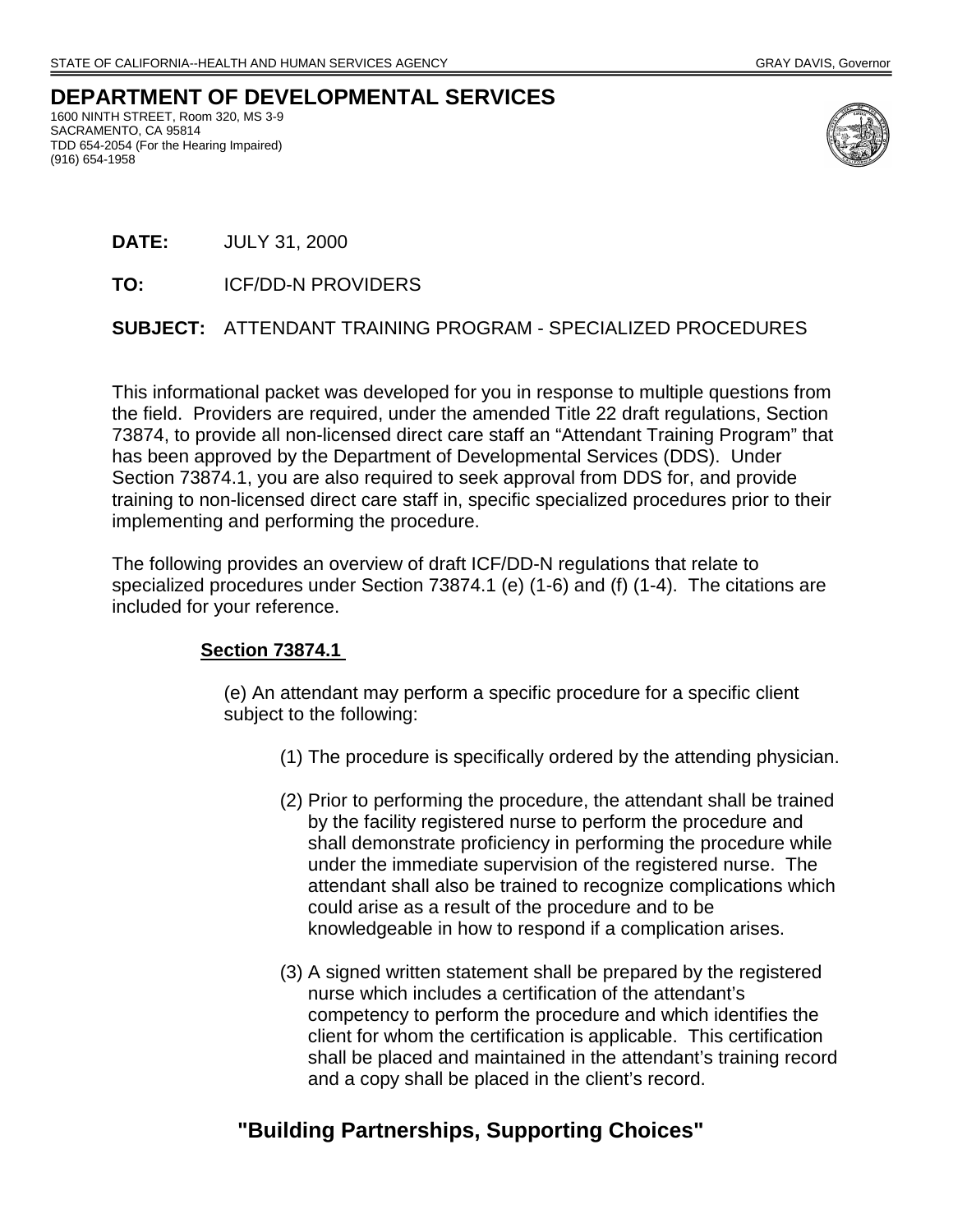STATE OF CALIFORNIA--HEALTH AND HUMAN SERVICES AGENCY GRAY DAVIS, Governor

# DEPARTMENT OF DEVELOPMENTAL SERVICES

1600 NINTH STREET, Room 320, MS 3-9
SACRAMENTO, CA 95814
TDD 654-2054 (For the Hearing Impaired)
(916) 654-1958

**DATE:** JULY 31, 2000

**TO:** ICF/DD-N PROVIDERS

**SUBJECT:** ATTENDANT TRAINING PROGRAM - SPECIALIZED PROCEDURES

This informational packet was developed for you in response to multiple questions from the field. Providers are required, under the amended Title 22 draft regulations, Section 73874, to provide all non-licensed direct care staff an "Attendant Training Program" that has been approved by the Department of Developmental Services (DDS). Under Section 73874.1, you are also required to seek approval from DDS for, and provide training to non-licensed direct care staff in, specific specialized procedures prior to their implementing and performing the procedure.

The following provides an overview of draft ICF/DD-N regulations that relate to specialized procedures under Section 73874.1 (e) (1-6) and (f) (1-4). The citations are included for your reference.

**Section 73874.1**

(e) An attendant may perform a specific procedure for a specific client subject to the following:

(1) The procedure is specifically ordered by the attending physician.

(2) Prior to performing the procedure, the attendant shall be trained by the facility registered nurse to perform the procedure and shall demonstrate proficiency in performing the procedure while under the immediate supervision of the registered nurse. The attendant shall also be trained to recognize complications which could arise as a result of the procedure and to be knowledgeable in how to respond if a complication arises.

(3) A signed written statement shall be prepared by the registered nurse which includes a certification of the attendant's competency to perform the procedure and which identifies the client for whom the certification is applicable. This certification shall be placed and maintained in the attendant's training record and a copy shall be placed in the client's record.

**"Building Partnerships, Supporting Choices"**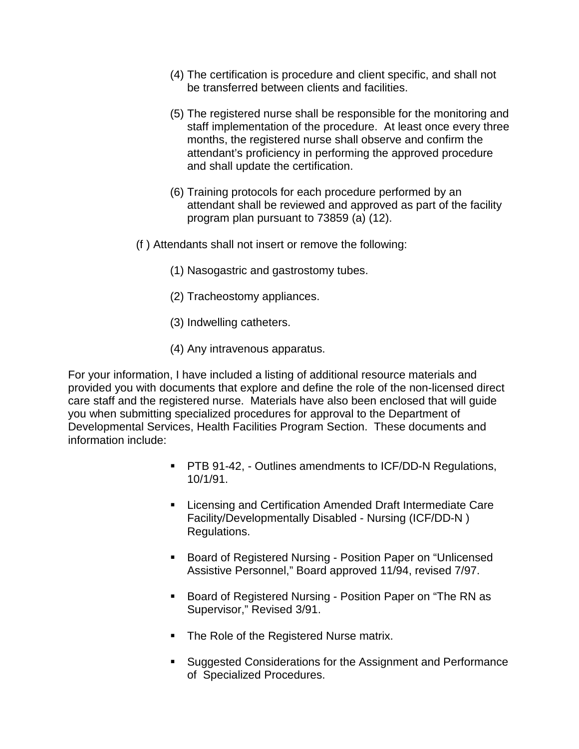(4) The certification is procedure and client specific, and shall not be transferred between clients and facilities.

(5) The registered nurse shall be responsible for the monitoring and staff implementation of the procedure. At least once every three months, the registered nurse shall observe and confirm the attendant's proficiency in performing the approved procedure and shall update the certification.

(6) Training protocols for each procedure performed by an attendant shall be reviewed and approved as part of the facility program plan pursuant to 73859 (a) (12).

(f ) Attendants shall not insert or remove the following:

(1) Nasogastric and gastrostomy tubes.

(2) Tracheostomy appliances.

(3) Indwelling catheters.

(4) Any intravenous apparatus.

For your information, I have included a listing of additional resource materials and provided you with documents that explore and define the role of the non-licensed direct care staff and the registered nurse. Materials have also been enclosed that will guide you when submitting specialized procedures for approval to the Department of Developmental Services, Health Facilities Program Section. These documents and information include:

- PTB 91-42, - Outlines amendments to ICF/DD-N Regulations, 10/1/91.
- Licensing and Certification Amended Draft Intermediate Care Facility/Developmentally Disabled - Nursing (ICF/DD-N ) Regulations.
- Board of Registered Nursing - Position Paper on "Unlicensed Assistive Personnel," Board approved 11/94, revised 7/97.
- Board of Registered Nursing - Position Paper on "The RN as Supervisor," Revised 3/91.
- The Role of the Registered Nurse matrix.
- Suggested Considerations for the Assignment and Performance of Specialized Procedures.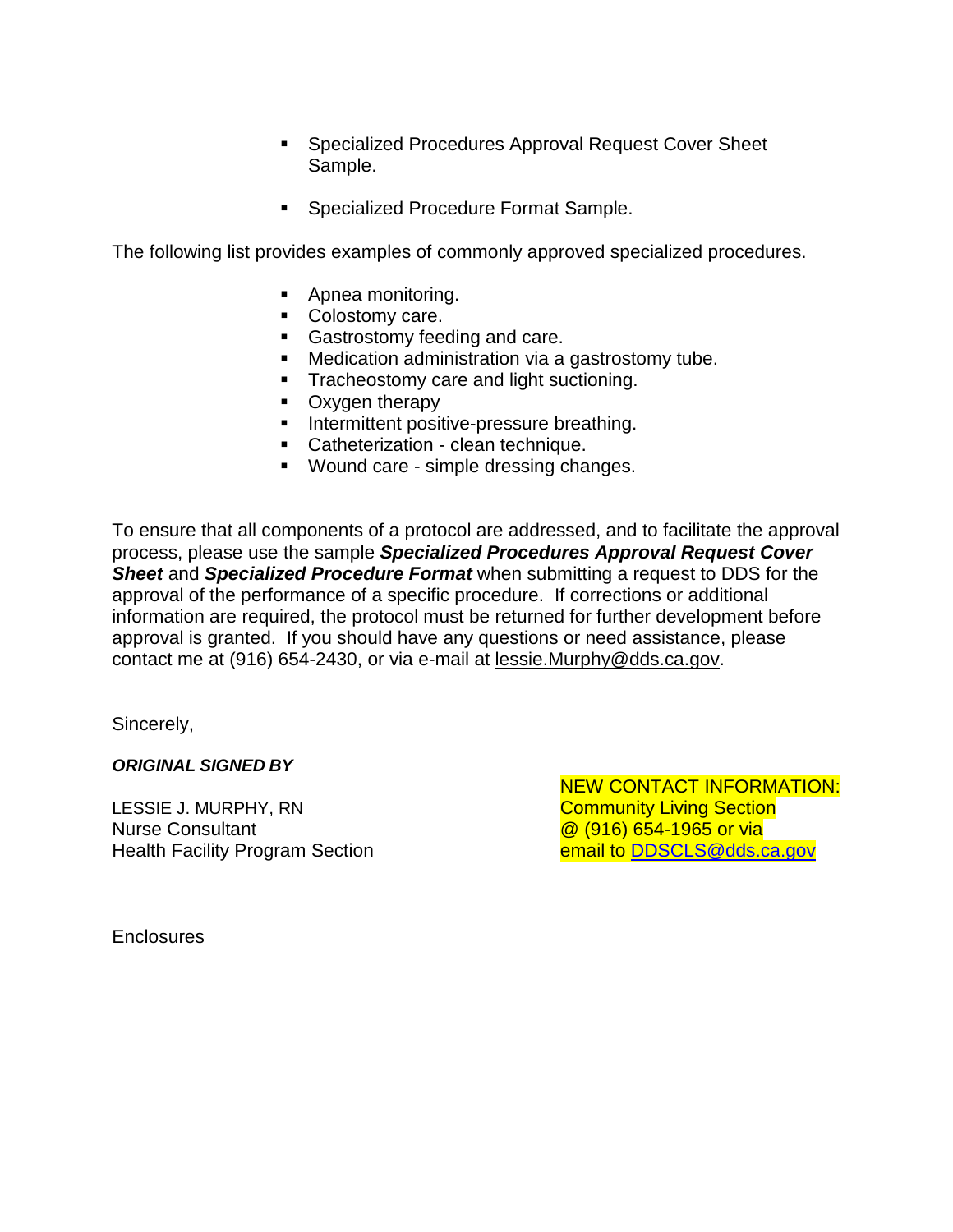- Specialized Procedures Approval Request Cover Sheet Sample.

- Specialized Procedure Format Sample.

The following list provides examples of commonly approved specialized procedures.

- Apnea monitoring.
- Colostomy care.
- Gastrostomy feeding and care.
- Medication administration via a gastrostomy tube.
- Tracheostomy care and light suctioning.
- Oxygen therapy
- Intermittent positive-pressure breathing.
- Catheterization - clean technique.
- Wound care - simple dressing changes.

To ensure that all components of a protocol are addressed, and to facilitate the approval process, please use the sample ***Specialized Procedures Approval Request Cover Sheet*** and ***Specialized Procedure Format*** when submitting a request to DDS for the approval of the performance of a specific procedure. If corrections or additional information are required, the protocol must be returned for further development before approval is granted. If you should have any questions or need assistance, please contact me at (916) 654-2430, or via e-mail at lessie.Murphy@dds.ca.gov.

Sincerely,

***ORIGINAL SIGNED BY***

LESSIE J. MURPHY, RN
Nurse Consultant
Health Facility Program Section

NEW CONTACT INFORMATION:
Community Living Section
@ (916) 654-1965 or via
email to DDSCLS@dds.ca.gov

Enclosures